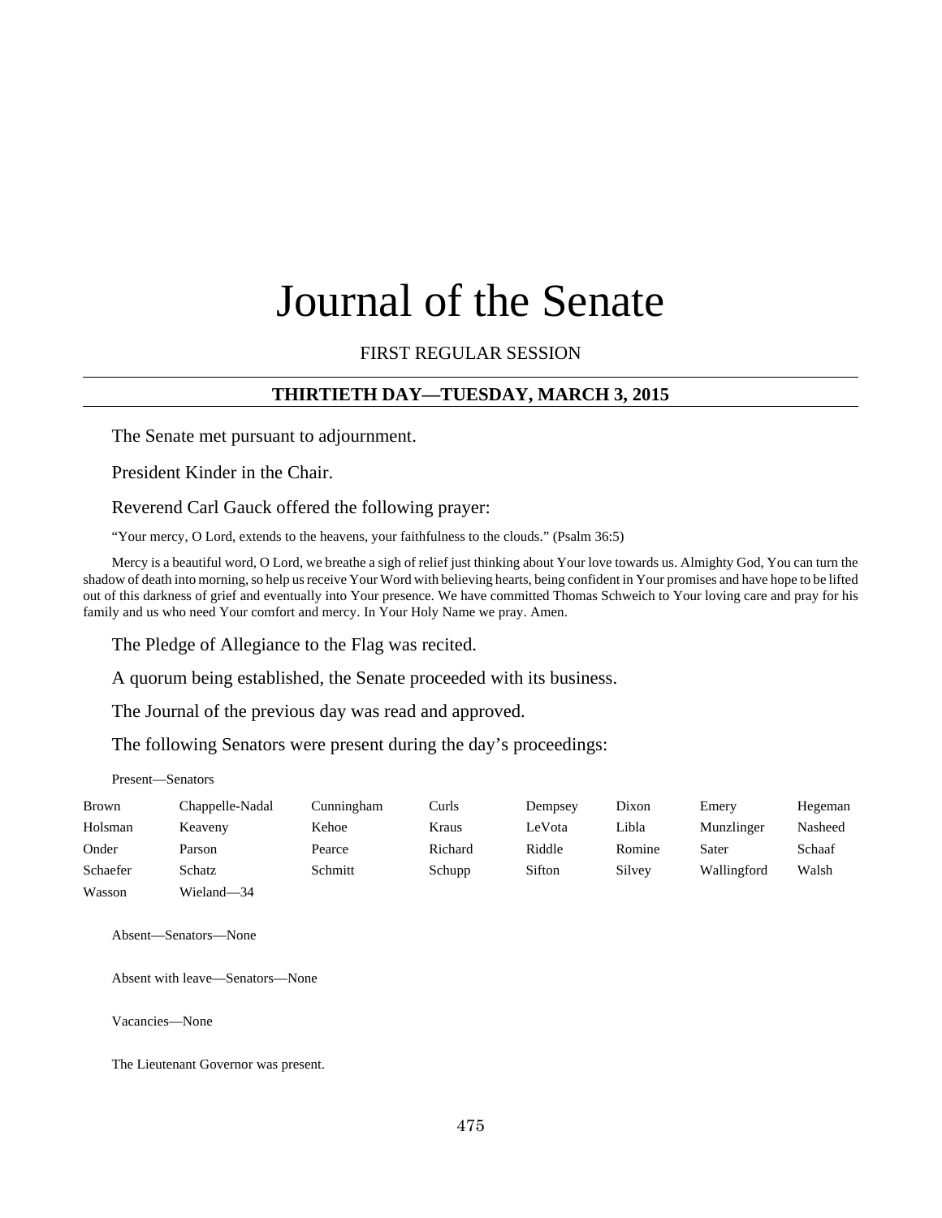# Journal of the Senate

FIRST REGULAR SESSION

## THIRTIETH DAY—TUESDAY, MARCH 3, 2015

The Senate met pursuant to adjournment.

President Kinder in the Chair.

Reverend Carl Gauck offered the following prayer:

"Your mercy, O Lord, extends to the heavens, your faithfulness to the clouds." (Psalm 36:5)

Mercy is a beautiful word, O Lord, we breathe a sigh of relief just thinking about Your love towards us. Almighty God, You can turn the shadow of death into morning, so help us receive Your Word with believing hearts, being confident in Your promises and have hope to be lifted out of this darkness of grief and eventually into Your presence. We have committed Thomas Schweich to Your loving care and pray for his family and us who need Your comfort and mercy. In Your Holy Name we pray. Amen.

The Pledge of Allegiance to the Flag was recited.

A quorum being established, the Senate proceeded with its business.

The Journal of the previous day was read and approved.

The following Senators were present during the day's proceedings:

Present—Senators

| | | | | | | | |
|---|---|---|---|---|---|---|---|
| Brown | Chappelle-Nadal | Cunningham | Curls | Dempsey | Dixon | Emery | Hegeman |
| Holsman | Keaveny | Kehoe | Kraus | LeVota | Libla | Munzlinger | Nasheed |
| Onder | Parson | Pearce | Richard | Riddle | Romine | Sater | Schaaf |
| Schaefer | Schatz | Schmitt | Schupp | Sifton | Silvey | Wallingford | Walsh |
| Wasson | Wieland—34 | | | | | | |

Absent—Senators—None

Absent with leave—Senators—None

Vacancies—None

The Lieutenant Governor was present.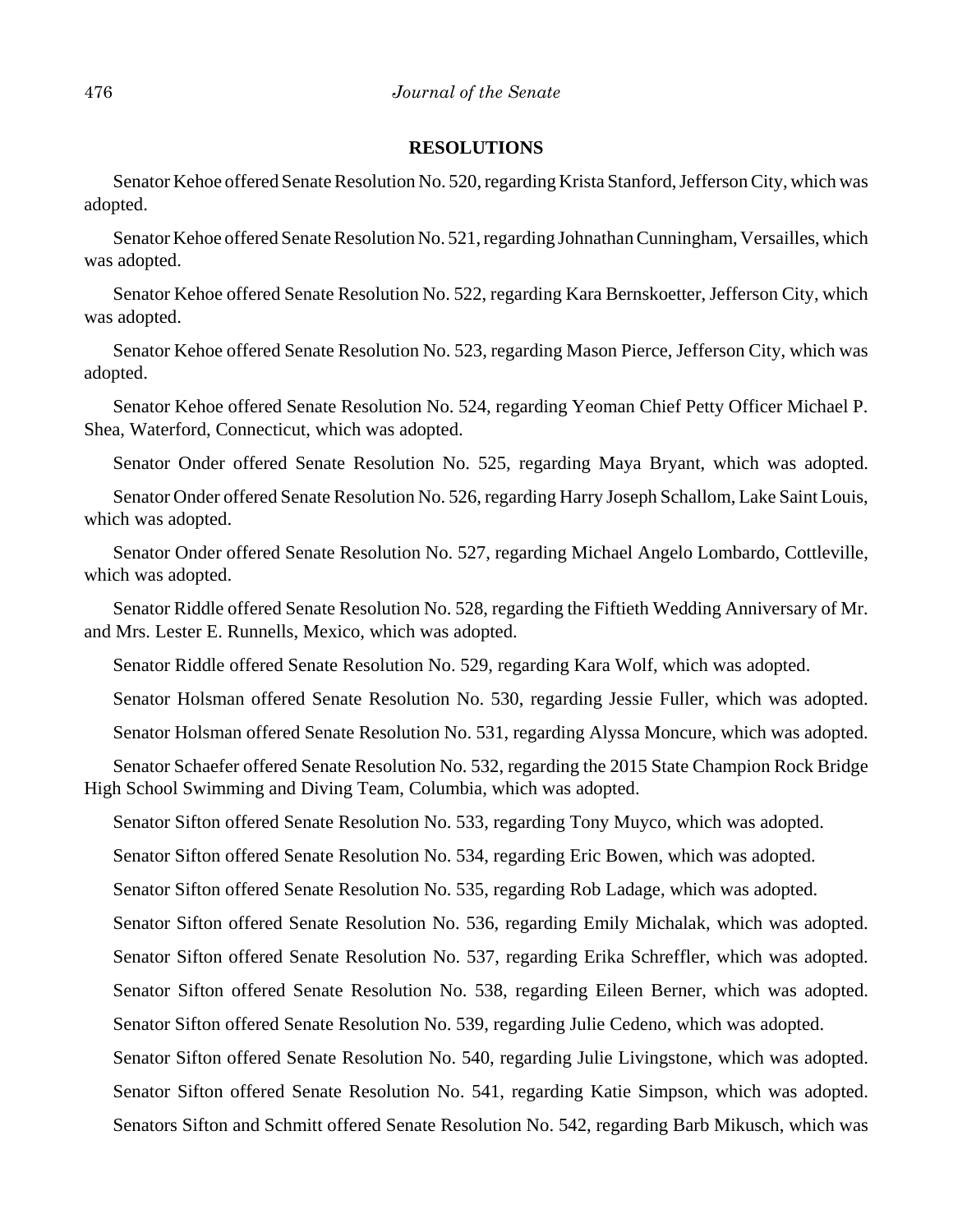## RESOLUTIONS

Senator Kehoe offered Senate Resolution No. 520, regarding Krista Stanford, Jefferson City, which was adopted.

Senator Kehoe offered Senate Resolution No. 521, regarding Johnathan Cunningham, Versailles, which was adopted.

Senator Kehoe offered Senate Resolution No. 522, regarding Kara Bernskoetter, Jefferson City, which was adopted.

Senator Kehoe offered Senate Resolution No. 523, regarding Mason Pierce, Jefferson City, which was adopted.

Senator Kehoe offered Senate Resolution No. 524, regarding Yeoman Chief Petty Officer Michael P. Shea, Waterford, Connecticut, which was adopted.

Senator Onder offered Senate Resolution No. 525, regarding Maya Bryant, which was adopted.

Senator Onder offered Senate Resolution No. 526, regarding Harry Joseph Schallom, Lake Saint Louis, which was adopted.

Senator Onder offered Senate Resolution No. 527, regarding Michael Angelo Lombardo, Cottleville, which was adopted.

Senator Riddle offered Senate Resolution No. 528, regarding the Fiftieth Wedding Anniversary of Mr. and Mrs. Lester E. Runnells, Mexico, which was adopted.

Senator Riddle offered Senate Resolution No. 529, regarding Kara Wolf, which was adopted.

Senator Holsman offered Senate Resolution No. 530, regarding Jessie Fuller, which was adopted.

Senator Holsman offered Senate Resolution No. 531, regarding Alyssa Moncure, which was adopted.

Senator Schaefer offered Senate Resolution No. 532, regarding the 2015 State Champion Rock Bridge High School Swimming and Diving Team, Columbia, which was adopted.

Senator Sifton offered Senate Resolution No. 533, regarding Tony Muyco, which was adopted.

Senator Sifton offered Senate Resolution No. 534, regarding Eric Bowen, which was adopted.

Senator Sifton offered Senate Resolution No. 535, regarding Rob Ladage, which was adopted.

Senator Sifton offered Senate Resolution No. 536, regarding Emily Michalak, which was adopted.

Senator Sifton offered Senate Resolution No. 537, regarding Erika Schreffler, which was adopted.

Senator Sifton offered Senate Resolution No. 538, regarding Eileen Berner, which was adopted.

Senator Sifton offered Senate Resolution No. 539, regarding Julie Cedeno, which was adopted.

Senator Sifton offered Senate Resolution No. 540, regarding Julie Livingstone, which was adopted.

Senator Sifton offered Senate Resolution No. 541, regarding Katie Simpson, which was adopted.

Senators Sifton and Schmitt offered Senate Resolution No. 542, regarding Barb Mikusch, which was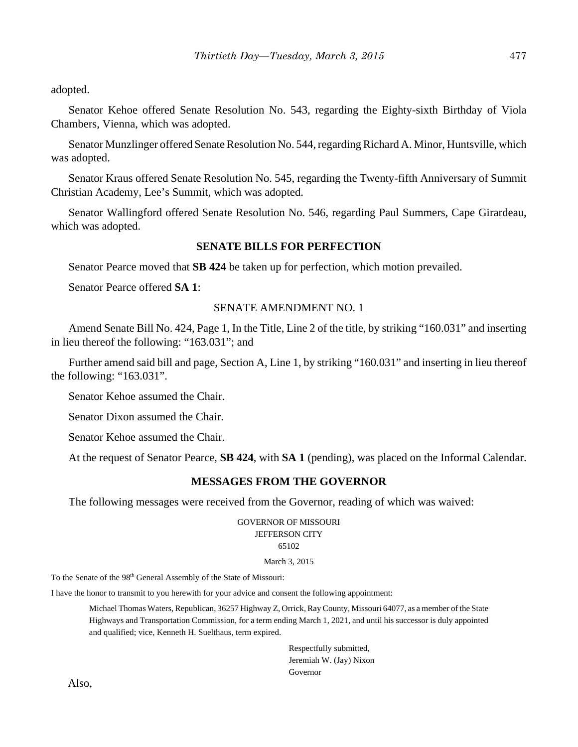adopted.

Senator Kehoe offered Senate Resolution No. 543, regarding the Eighty-sixth Birthday of Viola Chambers, Vienna, which was adopted.

Senator Munzlinger offered Senate Resolution No. 544, regarding Richard A. Minor, Huntsville, which was adopted.

Senator Kraus offered Senate Resolution No. 545, regarding the Twenty-fifth Anniversary of Summit Christian Academy, Lee's Summit, which was adopted.

Senator Wallingford offered Senate Resolution No. 546, regarding Paul Summers, Cape Girardeau, which was adopted.

## SENATE BILLS FOR PERFECTION

Senator Pearce moved that **SB 424** be taken up for perfection, which motion prevailed.

Senator Pearce offered **SA 1**:

SENATE AMENDMENT NO. 1

Amend Senate Bill No. 424, Page 1, In the Title, Line 2 of the title, by striking "160.031" and inserting in lieu thereof the following: "163.031"; and

Further amend said bill and page, Section A, Line 1, by striking "160.031" and inserting in lieu thereof the following: "163.031".

Senator Kehoe assumed the Chair.

Senator Dixon assumed the Chair.

Senator Kehoe assumed the Chair.

At the request of Senator Pearce, **SB 424**, with **SA 1** (pending), was placed on the Informal Calendar.

## MESSAGES FROM THE GOVERNOR

The following messages were received from the Governor, reading of which was waived:

GOVERNOR OF MISSOURI
JEFFERSON CITY
65102

March 3, 2015

To the Senate of the 98th General Assembly of the State of Missouri:

I have the honor to transmit to you herewith for your advice and consent the following appointment:

Michael Thomas Waters, Republican, 36257 Highway Z, Orrick, Ray County, Missouri 64077, as a member of the State Highways and Transportation Commission, for a term ending March 1, 2021, and until his successor is duly appointed and qualified; vice, Kenneth H. Suelthaus, term expired.

Respectfully submitted,
Jeremiah W. (Jay) Nixon
Governor

Also,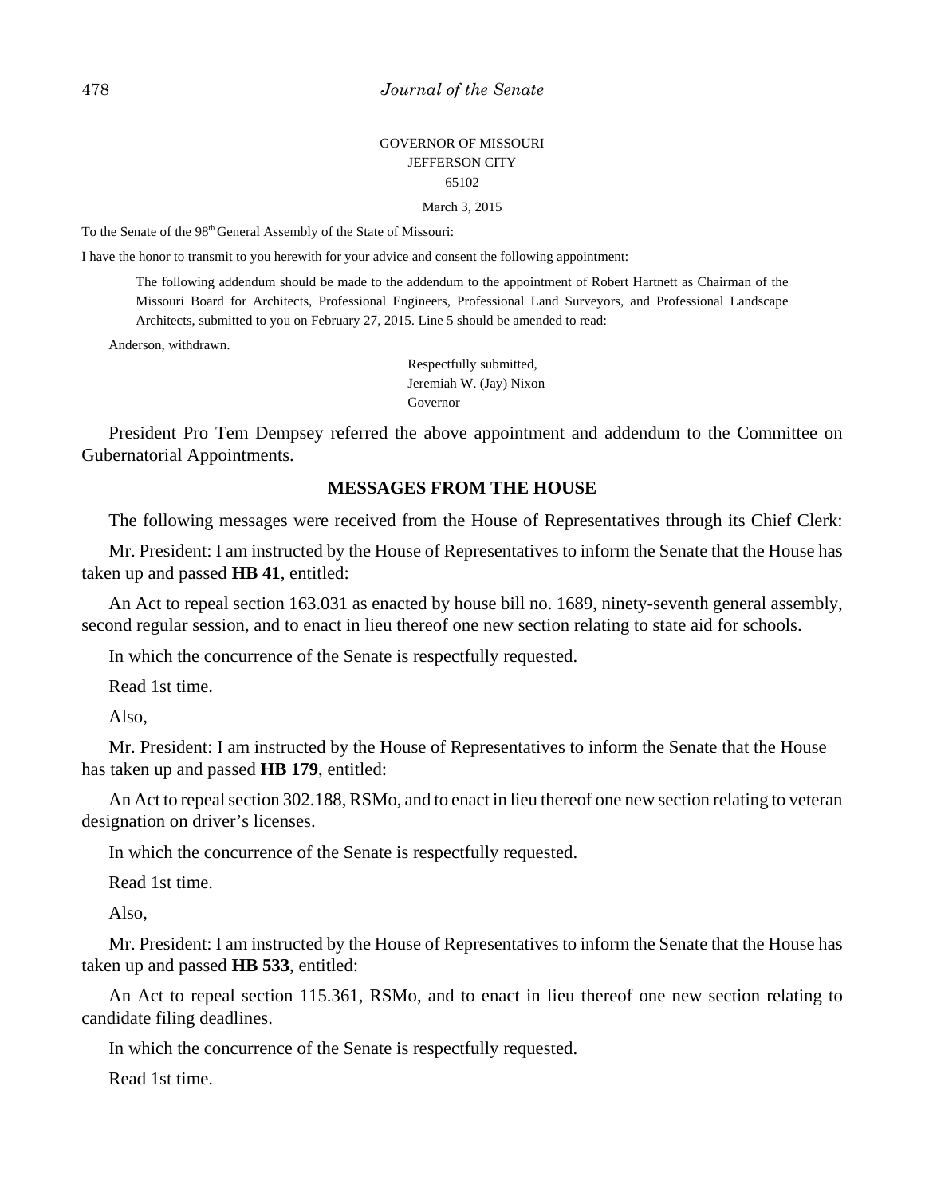GOVERNOR OF MISSOURI
JEFFERSON CITY
65102

March 3, 2015

To the Senate of the 98th General Assembly of the State of Missouri:

I have the honor to transmit to you herewith for your advice and consent the following appointment:

> The following addendum should be made to the addendum to the appointment of Robert Hartnett as Chairman of the Missouri Board for Architects, Professional Engineers, Professional Land Surveyors, and Professional Landscape Architects, submitted to you on February 27, 2015. Line 5 should be amended to read:

Anderson, withdrawn.

Respectfully submitted,
Jeremiah W. (Jay) Nixon
Governor

President Pro Tem Dempsey referred the above appointment and addendum to the Committee on Gubernatorial Appointments.

## MESSAGES FROM THE HOUSE

The following messages were received from the House of Representatives through its Chief Clerk:

Mr. President: I am instructed by the House of Representatives to inform the Senate that the House has taken up and passed **HB 41**, entitled:

An Act to repeal section 163.031 as enacted by house bill no. 1689, ninety-seventh general assembly, second regular session, and to enact in lieu thereof one new section relating to state aid for schools.

In which the concurrence of the Senate is respectfully requested.

Read 1st time.

Also,

Mr. President: I am instructed by the House of Representatives to inform the Senate that the House has taken up and passed **HB 179**, entitled:

An Act to repeal section 302.188, RSMo, and to enact in lieu thereof one new section relating to veteran designation on driver's licenses.

In which the concurrence of the Senate is respectfully requested.

Read 1st time.

Also,

Mr. President: I am instructed by the House of Representatives to inform the Senate that the House has taken up and passed **HB 533**, entitled:

An Act to repeal section 115.361, RSMo, and to enact in lieu thereof one new section relating to candidate filing deadlines.

In which the concurrence of the Senate is respectfully requested.

Read 1st time.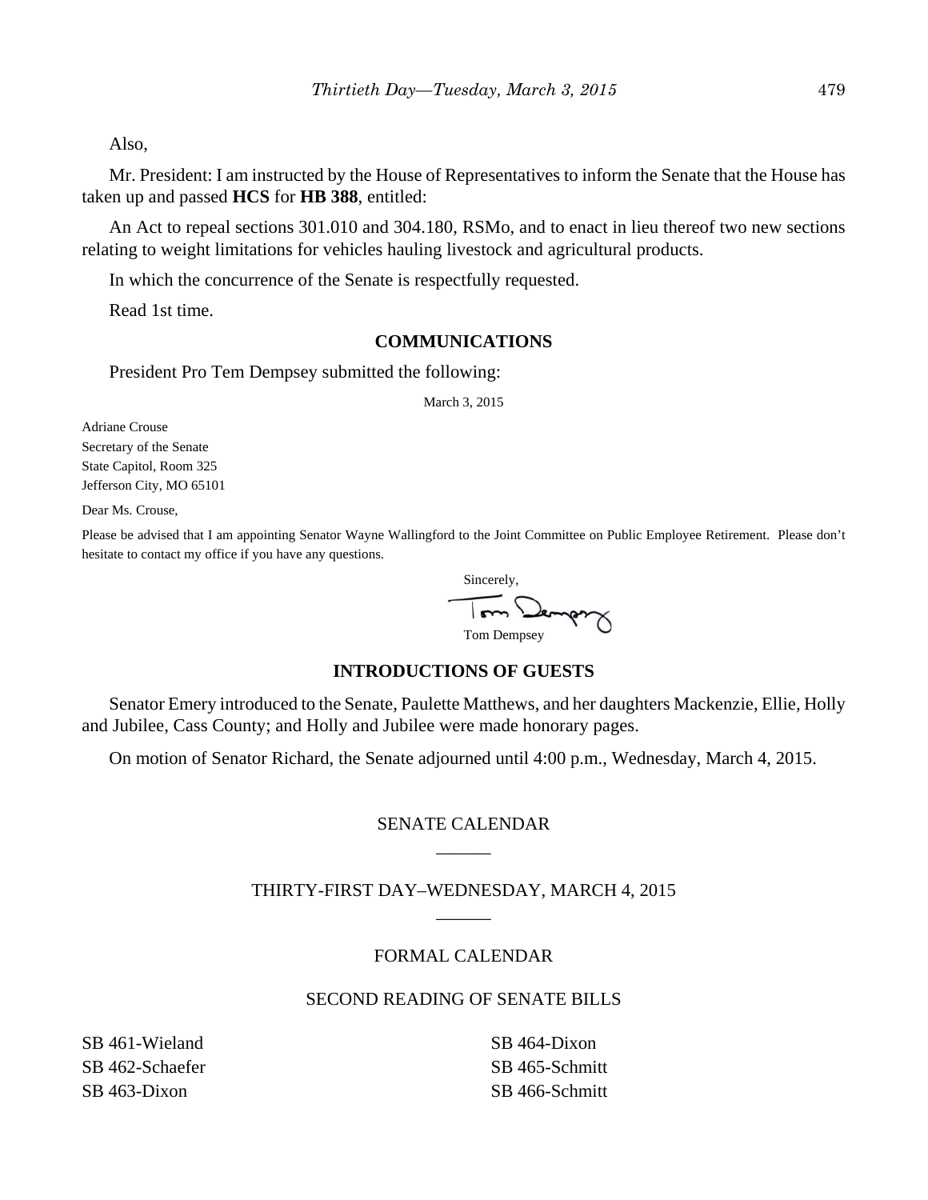Also,

Mr. President: I am instructed by the House of Representatives to inform the Senate that the House has taken up and passed **HCS** for **HB 388**, entitled:

An Act to repeal sections 301.010 and 304.180, RSMo, and to enact in lieu thereof two new sections relating to weight limitations for vehicles hauling livestock and agricultural products.

In which the concurrence of the Senate is respectfully requested.

Read 1st time.

## COMMUNICATIONS

President Pro Tem Dempsey submitted the following:

March 3, 2015

Adriane Crouse
Secretary of the Senate
State Capitol, Room 325
Jefferson City, MO 65101

Dear Ms. Crouse,

Please be advised that I am appointing Senator Wayne Wallingford to the Joint Committee on Public Employee Retirement. Please don't hesitate to contact my office if you have any questions.

Sincerely,

Tom Dempsey

## INTRODUCTIONS OF GUESTS

Senator Emery introduced to the Senate, Paulette Matthews, and her daughters Mackenzie, Ellie, Holly and Jubilee, Cass County; and Holly and Jubilee were made honorary pages.

On motion of Senator Richard, the Senate adjourned until 4:00 p.m., Wednesday, March 4, 2015.

## SENATE CALENDAR

## THIRTY-FIRST DAY–WEDNESDAY, MARCH 4, 2015

## FORMAL CALENDAR

### SECOND READING OF SENATE BILLS

SB 461-Wieland
SB 462-Schaefer
SB 463-Dixon
SB 464-Dixon
SB 465-Schmitt
SB 466-Schmitt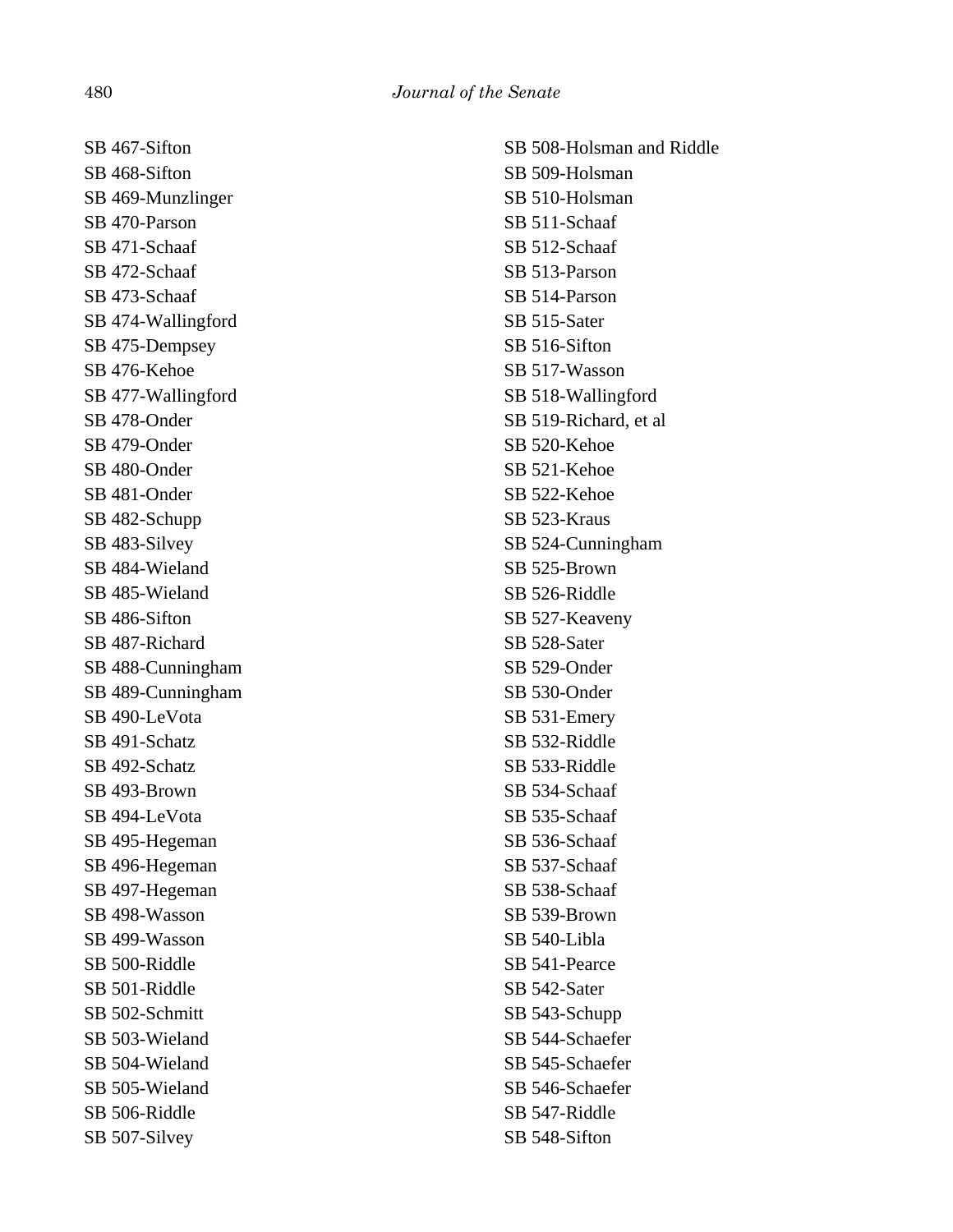SB 467-Sifton
SB 468-Sifton
SB 469-Munzlinger
SB 470-Parson
SB 471-Schaaf
SB 472-Schaaf
SB 473-Schaaf
SB 474-Wallingford
SB 475-Dempsey
SB 476-Kehoe
SB 477-Wallingford
SB 478-Onder
SB 479-Onder
SB 480-Onder
SB 481-Onder
SB 482-Schupp
SB 483-Silvey
SB 484-Wieland
SB 485-Wieland
SB 486-Sifton
SB 487-Richard
SB 488-Cunningham
SB 489-Cunningham
SB 490-LeVota
SB 491-Schatz
SB 492-Schatz
SB 493-Brown
SB 494-LeVota
SB 495-Hegeman
SB 496-Hegeman
SB 497-Hegeman
SB 498-Wasson
SB 499-Wasson
SB 500-Riddle
SB 501-Riddle
SB 502-Schmitt
SB 503-Wieland
SB 504-Wieland
SB 505-Wieland
SB 506-Riddle
SB 507-Silvey
SB 508-Holsman and Riddle
SB 509-Holsman
SB 510-Holsman
SB 511-Schaaf
SB 512-Schaaf
SB 513-Parson
SB 514-Parson
SB 515-Sater
SB 516-Sifton
SB 517-Wasson
SB 518-Wallingford
SB 519-Richard, et al
SB 520-Kehoe
SB 521-Kehoe
SB 522-Kehoe
SB 523-Kraus
SB 524-Cunningham
SB 525-Brown
SB 526-Riddle
SB 527-Keaveny
SB 528-Sater
SB 529-Onder
SB 530-Onder
SB 531-Emery
SB 532-Riddle
SB 533-Riddle
SB 534-Schaaf
SB 535-Schaaf
SB 536-Schaaf
SB 537-Schaaf
SB 538-Schaaf
SB 539-Brown
SB 540-Libla
SB 541-Pearce
SB 542-Sater
SB 543-Schupp
SB 544-Schaefer
SB 545-Schaefer
SB 546-Schaefer
SB 547-Riddle
SB 548-Sifton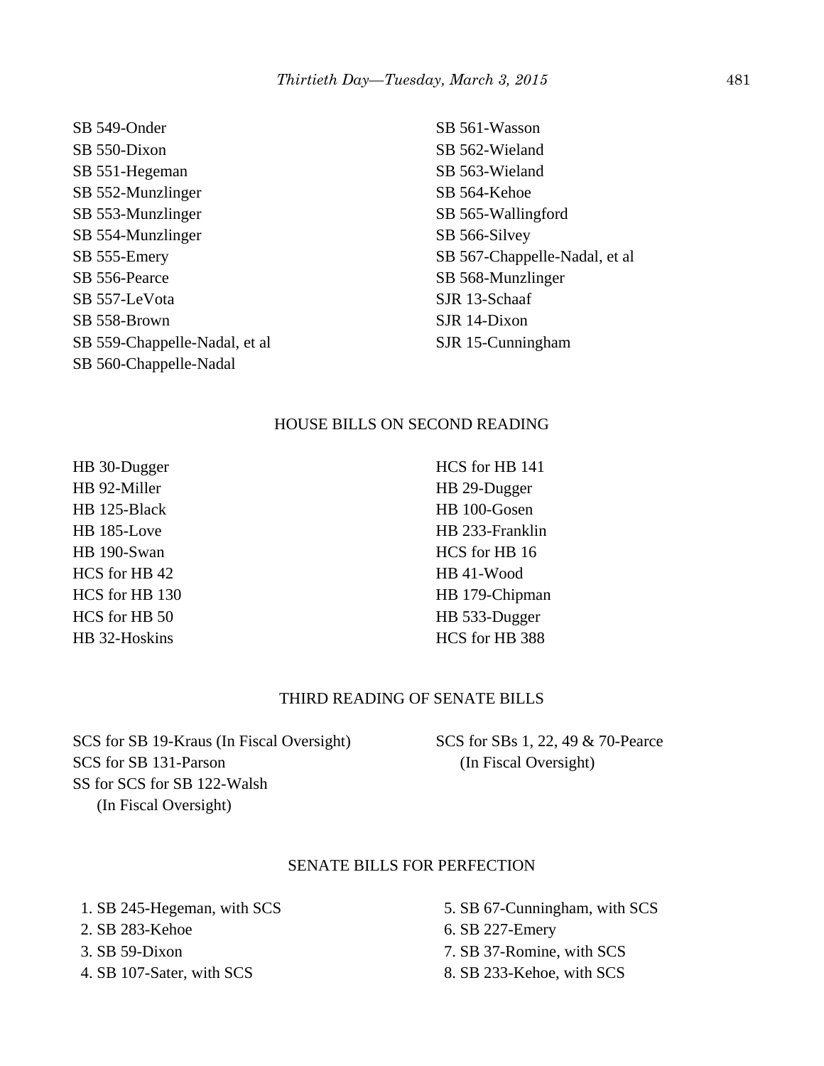SB 549-Onder
SB 550-Dixon
SB 551-Hegeman
SB 552-Munzlinger
SB 553-Munzlinger
SB 554-Munzlinger
SB 555-Emery
SB 556-Pearce
SB 557-LeVota
SB 558-Brown
SB 559-Chappelle-Nadal, et al
SB 560-Chappelle-Nadal
SB 561-Wasson
SB 562-Wieland
SB 563-Wieland
SB 564-Kehoe
SB 565-Wallingford
SB 566-Silvey
SB 567-Chappelle-Nadal, et al
SB 568-Munzlinger
SJR 13-Schaaf
SJR 14-Dixon
SJR 15-Cunningham

## HOUSE BILLS ON SECOND READING

HB 30-Dugger
HB 92-Miller
HB 125-Black
HB 185-Love
HB 190-Swan
HCS for HB 42
HCS for HB 130
HCS for HB 50
HB 32-Hoskins
HCS for HB 141
HB 29-Dugger
HB 100-Gosen
HB 233-Franklin
HCS for HB 16
HB 41-Wood
HB 179-Chipman
HB 533-Dugger
HCS for HB 388

## THIRD READING OF SENATE BILLS

SCS for SB 19-Kraus (In Fiscal Oversight)
SCS for SB 131-Parson
SS for SCS for SB 122-Walsh
(In Fiscal Oversight)
SCS for SBs 1, 22, 49 & 70-Pearce
(In Fiscal Oversight)

## SENATE BILLS FOR PERFECTION

1. SB 245-Hegeman, with SCS
2. SB 283-Kehoe
3. SB 59-Dixon
4. SB 107-Sater, with SCS
5. SB 67-Cunningham, with SCS
6. SB 227-Emery
7. SB 37-Romine, with SCS
8. SB 233-Kehoe, with SCS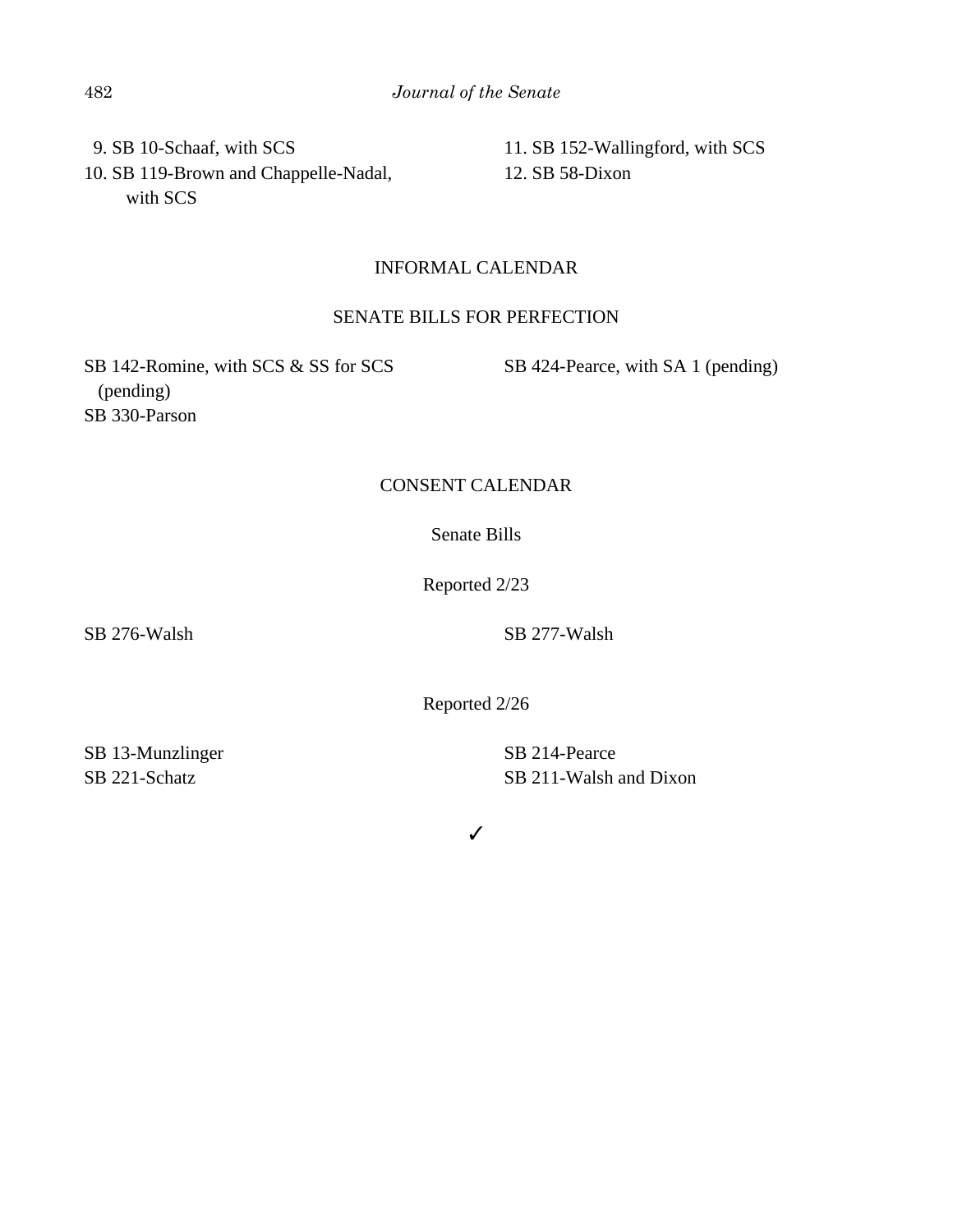9. SB 10-Schaaf, with SCS
10. SB 119-Brown and Chappelle-Nadal, with SCS
11. SB 152-Wallingford, with SCS
12. SB 58-Dixon

## INFORMAL CALENDAR

### SENATE BILLS FOR PERFECTION

SB 142-Romine, with SCS & SS for SCS (pending)
SB 330-Parson
SB 424-Pearce, with SA 1 (pending)

## CONSENT CALENDAR

### Senate Bills

Reported 2/23

SB 276-Walsh
SB 277-Walsh

Reported 2/26

SB 13-Munzlinger
SB 221-Schatz
SB 214-Pearce
SB 211-Walsh and Dixon

✓